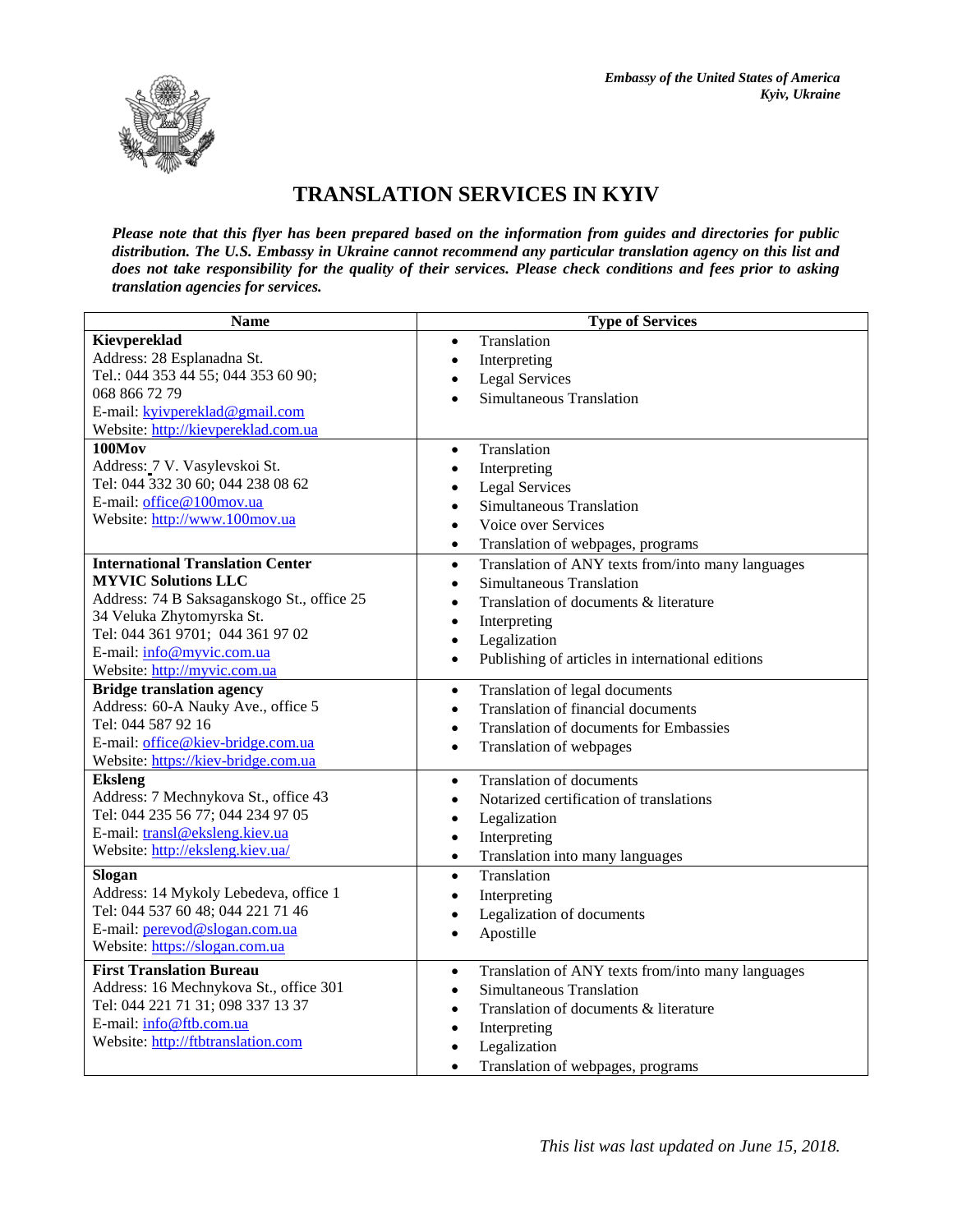*Embassy of the United States of America*
*Kyiv, Ukraine*

# TRANSLATION SERVICES IN KYIV

***Please note that this flyer has been prepared based on the information from guides and directories for public distribution. The U.S. Embassy in Ukraine cannot recommend any particular translation agency on this list and does not take responsibility for the quality of their services. Please check conditions and fees prior to asking translation agencies for services.***

| Name | Type of Services |
|---|---|
| **Kievpereklad**<br>Address: 28 Esplanadna St.<br>Tel.: 044 353 44 55; 044 353 60 90; 068 866 72 79<br>E-mail: kyivpereklad@gmail.com<br>Website: http://kievpereklad.com.ua | • Translation<br>• Interpreting<br>• Legal Services<br>• Simultaneous Translation |
| **100Mov**<br>Address: 7 V. Vasylevskoi St.<br>Tel: 044 332 30 60; 044 238 08 62<br>E-mail: office@100mov.ua<br>Website: http://www.100mov.ua | • Translation<br>• Interpreting<br>• Legal Services<br>• Simultaneous Translation<br>• Voice over Services<br>• Translation of webpages, programs |
| **International Translation Center**<br>**MYVIC Solutions LLC**<br>Address: 74 B Saksaganskogo St., office 25<br>34 Veluka Zhytomyrska St.<br>Tel: 044 361 9701; 044 361 97 02<br>E-mail: info@myvic.com.ua<br>Website: http://myvic.com.ua | • Translation of ANY texts from/into many languages<br>• Simultaneous Translation<br>• Translation of documents & literature<br>• Interpreting<br>• Legalization<br>• Publishing of articles in international editions |
| **Bridge translation agency**<br>Address: 60-A Nauky Ave., office 5<br>Tel: 044 587 92 16<br>E-mail: office@kiev-bridge.com.ua<br>Website: https://kiev-bridge.com.ua | • Translation of legal documents<br>• Translation of financial documents<br>• Translation of documents for Embassies<br>• Translation of webpages |
| **Eksleng**<br>Address: 7 Mechnykova St., office 43<br>Tel: 044 235 56 77; 044 234 97 05<br>E-mail: transl@eksleng.kiev.ua<br>Website: http://eksleng.kiev.ua/ | • Translation of documents<br>• Notarized certification of translations<br>• Legalization<br>• Interpreting<br>• Translation into many languages |
| **Slogan**<br>Address: 14 Mykoly Lebedeva, office 1<br>Tel: 044 537 60 48; 044 221 71 46<br>E-mail: perevod@slogan.com.ua<br>Website: https://slogan.com.ua | • Translation<br>• Interpreting<br>• Legalization of documents<br>• Apostille |
| **First Translation Bureau**<br>Address: 16 Mechnykova St., office 301<br>Tel: 044 221 71 31; 098 337 13 37<br>E-mail: info@ftb.com.ua<br>Website: http://ftbtranslation.com | • Translation of ANY texts from/into many languages<br>• Simultaneous Translation<br>• Translation of documents & literature<br>• Interpreting<br>• Legalization<br>• Translation of webpages, programs |

*This list was last updated on June 15, 2018.*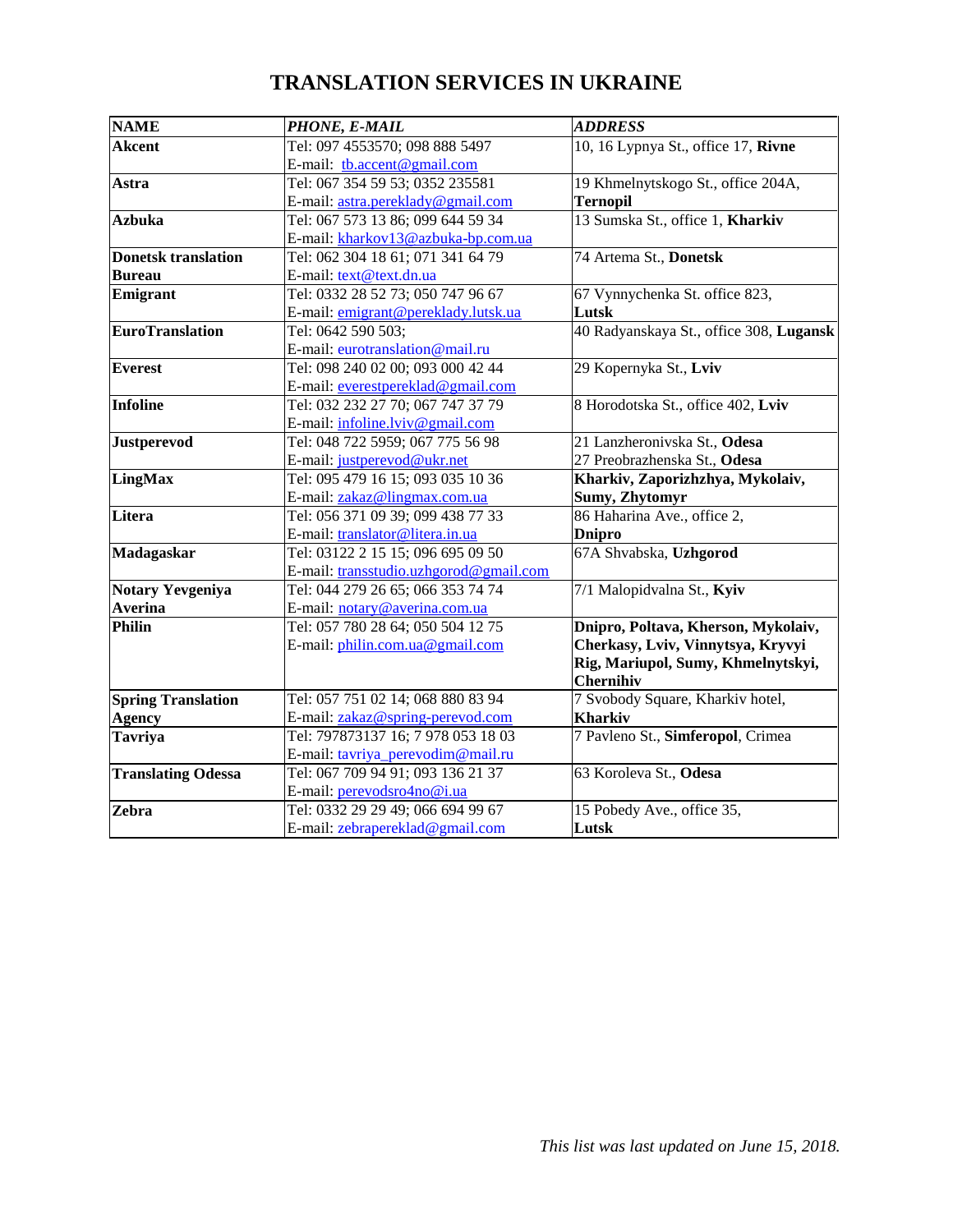# TRANSLATION SERVICES IN UKRAINE

| **NAME** | ***PHONE, E-MAIL*** | ***ADDRESS*** |
|---|---|---|
| **Akcent** | Tel: 097 4553570; 098 888 5497<br>E-mail: tb.accent@gmail.com | 10, 16 Lypnya St., office 17, **Rivne** |
| **Astra** | Tel: 067 354 59 53; 0352 235581<br>E-mail: astra.pereklady@gmail.com | 19 Khmelnytskogo St., office 204A, **Ternopil** |
| **Azbuka** | Tel: 067 573 13 86; 099 644 59 34<br>E-mail: kharkov13@azbuka-bp.com.ua | 13 Sumska St., office 1, **Kharkiv** |
| **Donetsk translation Bureau** | Tel: 062 304 18 61; 071 341 64 79<br>E-mail: text@text.dn.ua | 74 Artema St., **Donetsk** |
| **Emigrant** | Tel: 0332 28 52 73; 050 747 96 67<br>E-mail: emigrant@pereklady.lutsk.ua | 67 Vynnychenka St. office 823, **Lutsk** |
| **EuroTranslation** | Tel: 0642 590 503;<br>E-mail: eurotranslation@mail.ru | 40 Radyanskaya St., office 308, **Lugansk** |
| **Everest** | Tel: 098 240 02 00; 093 000 42 44<br>E-mail: everestpereklad@gmail.com | 29 Kopernyka St., **Lviv** |
| **Infoline** | Tel: 032 232 27 70; 067 747 37 79<br>E-mail: infoline.lviv@gmail.com | 8 Horodotska St., office 402, **Lviv** |
| **Justperevod** | Tel: 048 722 5959; 067 775 56 98<br>E-mail: justperevod@ukr.net | 21 Lanzheronivska St., **Odesa**<br>27 Preobrazhenska St., **Odesa** |
| **LingMax** | Tel: 095 479 16 15; 093 035 10 36<br>E-mail: zakaz@lingmax.com.ua | **Kharkiv, Zaporizhzhya, Mykolaiv, Sumy, Zhytomyr** |
| **Litera** | Tel: 056 371 09 39; 099 438 77 33<br>E-mail: translator@litera.in.ua | 86 Haharina Ave., office 2, **Dnipro** |
| **Madagaskar** | Tel: 03122 2 15 15; 096 695 09 50<br>E-mail: transstudio.uzhgorod@gmail.com | 67A Shvabska, **Uzhgorod** |
| **Notary Yevgeniya Averina** | Tel: 044 279 26 65; 066 353 74 74<br>E-mail: notary@averina.com.ua | 7/1 Malopidvalna St., **Kyiv** |
| **Philin** | Tel: 057 780 28 64; 050 504 12 75<br>E-mail: philin.com.ua@gmail.com | **Dnipro, Poltava, Kherson, Mykolaiv, Cherkasy, Lviv, Vinnytsya, Kryvyi Rig, Mariupol, Sumy, Khmelnytskyi, Chernihiv** |
| **Spring Translation Agency** | Tel: 057 751 02 14; 068 880 83 94<br>E-mail: zakaz@spring-perevod.com | 7 Svobody Square, Kharkiv hotel, **Kharkiv** |
| **Tavriya** | Tel: 797873137 16; 7 978 053 18 03<br>E-mail: tavriya_perevodim@mail.ru | 7 Pavleno St., **Simferopol**, Crimea |
| **Translating Odessa** | Tel: 067 709 94 91; 093 136 21 37<br>E-mail: perevodsro4no@i.ua | 63 Koroleva St., **Odesa** |
| **Zebra** | Tel: 0332 29 29 49; 066 694 99 67<br>E-mail: zebrapereklad@gmail.com | 15 Pobedy Ave., office 35, **Lutsk** |

*This list was last updated on June 15, 2018.*